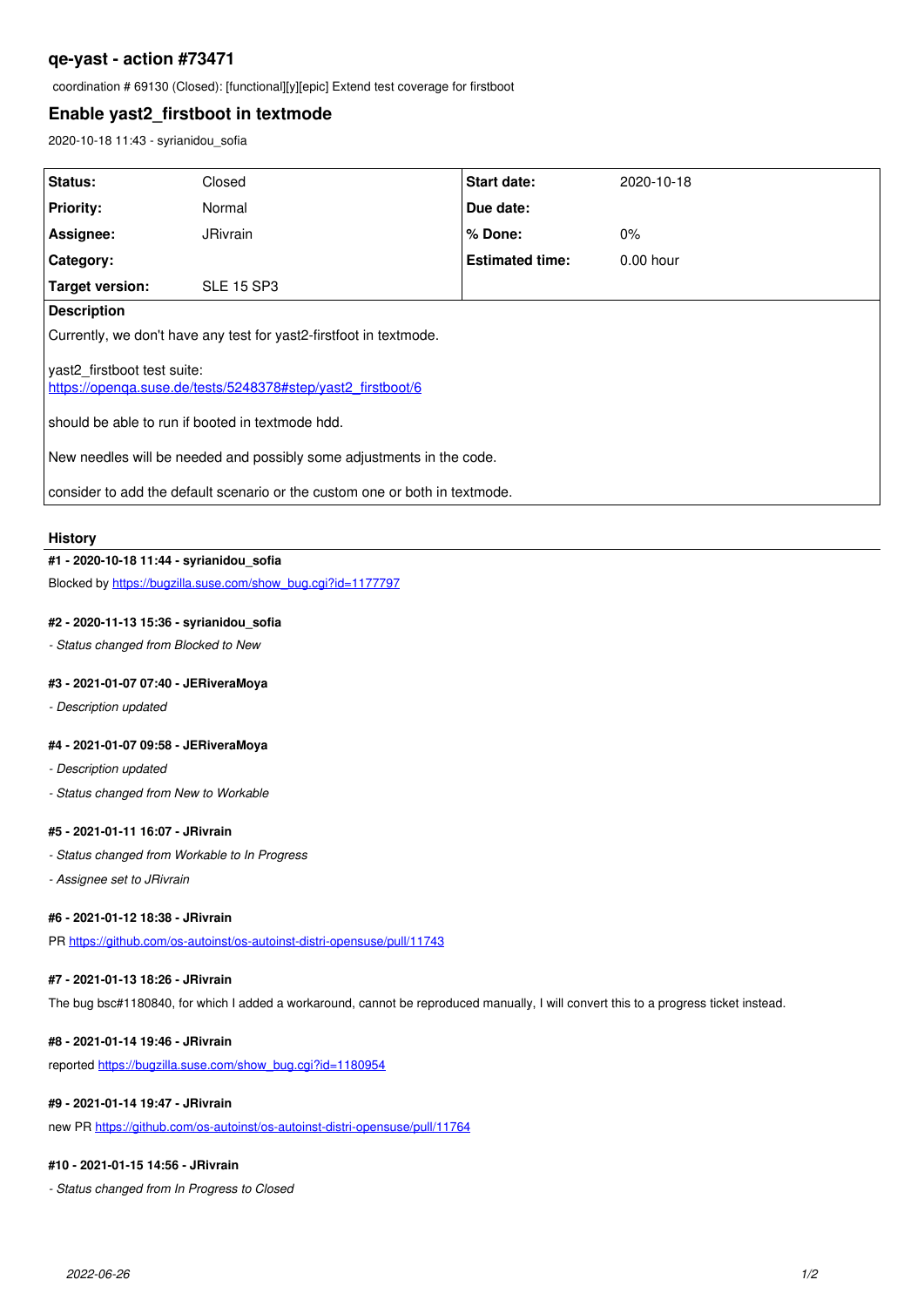# qe-yast - action #73471

coordination # 69130 (Closed): [functional][y][epic] Extend test coverage for firstboot

## Enable yast2_firstboot in textmode

2020-10-18 11:43 - syrianidou_sofia

| | | | |
|---|---|---|---|
| **Status:** | Closed | **Start date:** | 2020-10-18 |
| **Priority:** | Normal | **Due date:** | |
| **Assignee:** | JRivrain | **% Done:** | 0% |
| **Category:** | | **Estimated time:** | 0.00 hour |
| **Target version:** | SLE 15 SP3 | | |

**Description**

Currently, we don't have any test for yast2-firstfoot in textmode.

yast2_firstboot test suite:
https://openqa.suse.de/tests/5248378#step/yast2_firstboot/6

should be able to run if booted in textmode hdd.

New needles will be needed and possibly some adjustments in the code.

consider to add the default scenario or the custom one or both in textmode.

### History

**#1 - 2020-10-18 11:44 - syrianidou_sofia**

Blocked by https://bugzilla.suse.com/show_bug.cgi?id=1177797

**#2 - 2020-11-13 15:36 - syrianidou_sofia**

*- Status changed from Blocked to New*

**#3 - 2021-01-07 07:40 - JERiveraMoya**

*- Description updated*

**#4 - 2021-01-07 09:58 - JERiveraMoya**

*- Description updated*

*- Status changed from New to Workable*

**#5 - 2021-01-11 16:07 - JRivrain**

*- Status changed from Workable to In Progress*

*- Assignee set to JRivrain*

**#6 - 2021-01-12 18:38 - JRivrain**

PR https://github.com/os-autoinst/os-autoinst-distri-opensuse/pull/11743

**#7 - 2021-01-13 18:26 - JRivrain**

The bug bsc#1180840, for which I added a workaround, cannot be reproduced manually, I will convert this to a progress ticket instead.

**#8 - 2021-01-14 19:46 - JRivrain**

reported https://bugzilla.suse.com/show_bug.cgi?id=1180954

**#9 - 2021-01-14 19:47 - JRivrain**

new PR https://github.com/os-autoinst/os-autoinst-distri-opensuse/pull/11764

**#10 - 2021-01-15 14:56 - JRivrain**

*- Status changed from In Progress to Closed*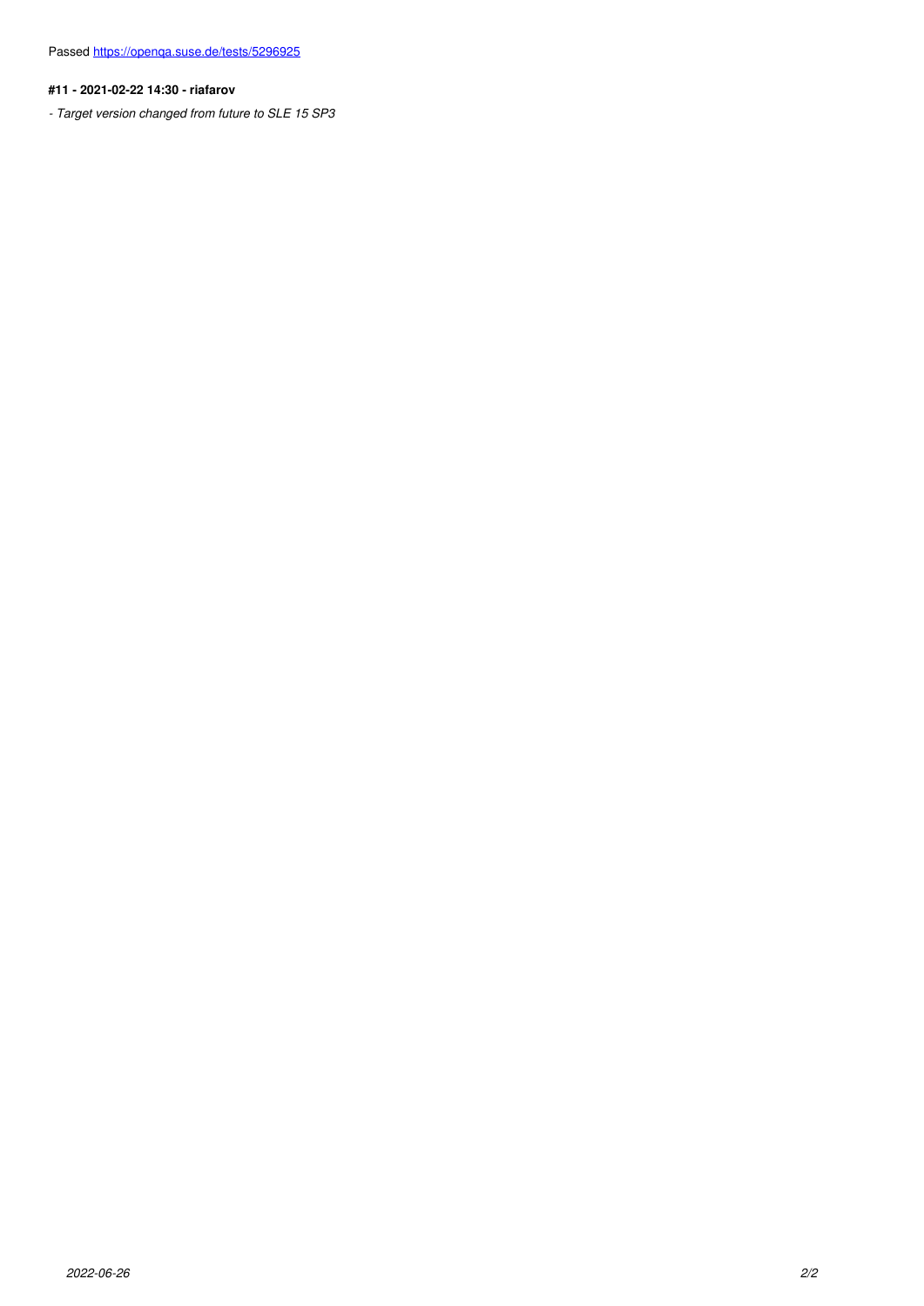Passed https://openqa.suse.de/tests/5296925

**#11 - 2021-02-22 14:30 - riafarov**

*- Target version changed from future to SLE 15 SP3*